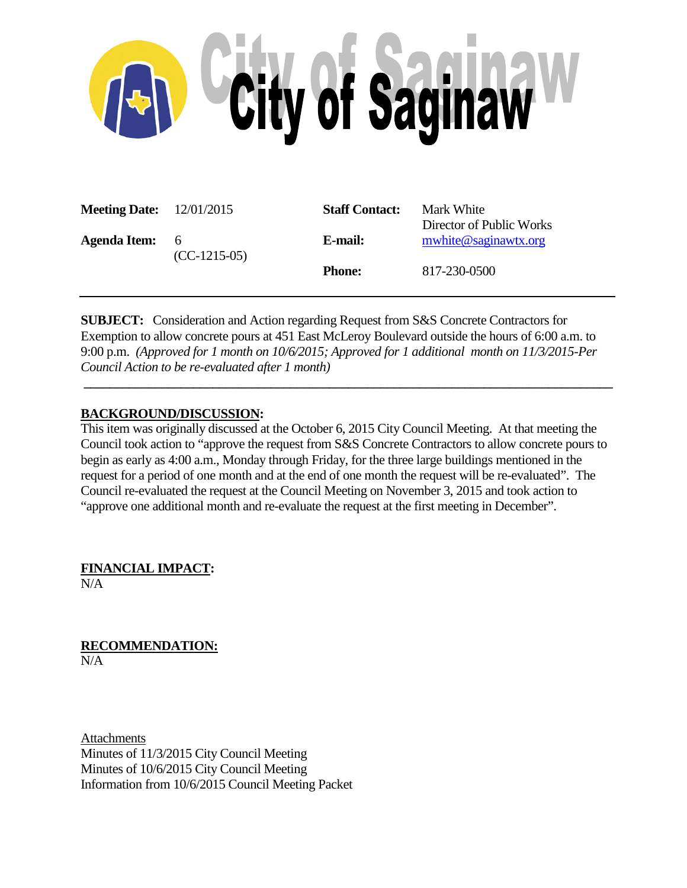# City of Saginaw

| | | | |
|---|---|---|---|
| **Meeting Date:** | 12/01/2015 | **Staff Contact:** | Mark White<br>Director of Public Works |
| **Agenda Item:** | 6<br>(CC-1215-05) | **E-mail:** | mwhite@saginawtx.org |
| | | **Phone:** | 817-230-0500 |

---

**SUBJECT:** Consideration and Action regarding Request from S&S Concrete Contractors for Exemption to allow concrete pours at 451 East McLeroy Boulevard outside the hours of 6:00 a.m. to 9:00 p.m. *(Approved for 1 month on 10/6/2015; Approved for 1 additional month on 11/3/2015-Per Council Action to be re-evaluated after 1 month)*

---

**BACKGROUND/DISCUSSION:**

This item was originally discussed at the October 6, 2015 City Council Meeting. At that meeting the Council took action to "approve the request from S&S Concrete Contractors to allow concrete pours to begin as early as 4:00 a.m., Monday through Friday, for the three large buildings mentioned in the request for a period of one month and at the end of one month the request will be re-evaluated". The Council re-evaluated the request at the Council Meeting on November 3, 2015 and took action to "approve one additional month and re-evaluate the request at the first meeting in December".

**FINANCIAL IMPACT:**

N/A

**RECOMMENDATION:**

N/A

Attachments

Minutes of 11/3/2015 City Council Meeting
Minutes of 10/6/2015 City Council Meeting
Information from 10/6/2015 Council Meeting Packet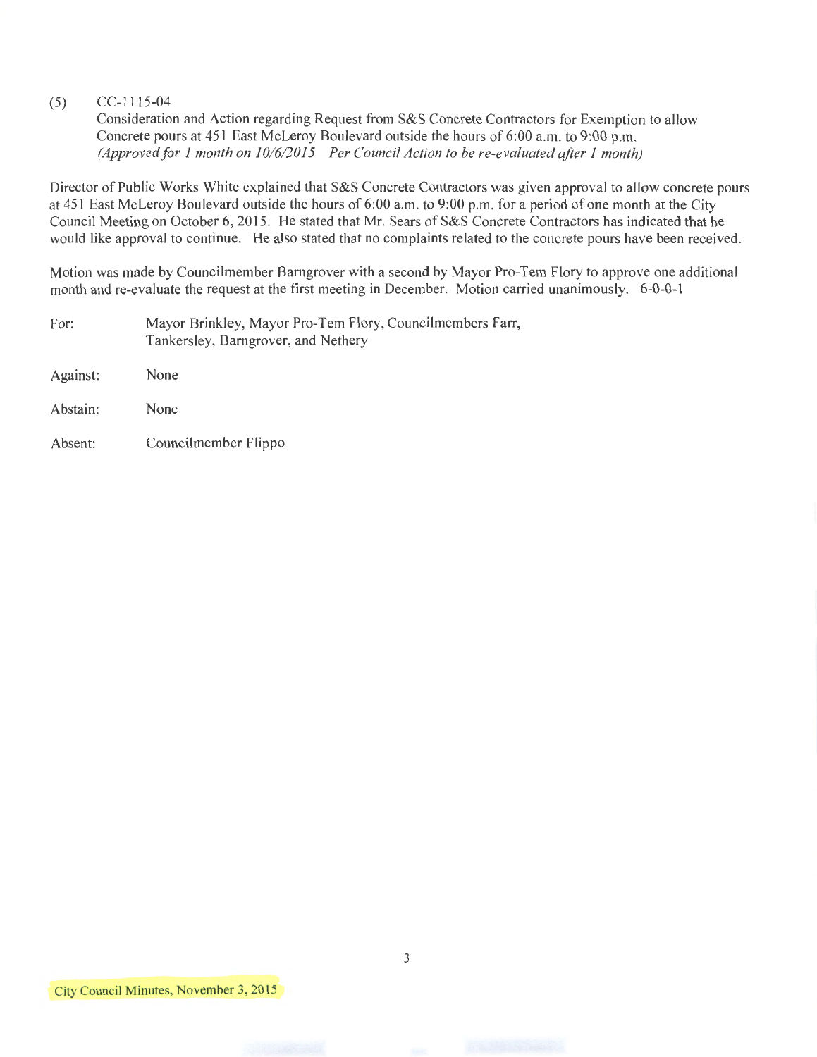(5) CC-1115-04

Consideration and Action regarding Request from S&S Concrete Contractors for Exemption to allow Concrete pours at 451 East McLeroy Boulevard outside the hours of 6:00 a.m. to 9:00 p.m.
*(Approved for 1 month on 10/6/2015—Per Council Action to be re-evaluated after 1 month)*

Director of Public Works White explained that S&S Concrete Contractors was given approval to allow concrete pours at 451 East McLeroy Boulevard outside the hours of 6:00 a.m. to 9:00 p.m. for a period of one month at the City Council Meeting on October 6, 2015. He stated that Mr. Sears of S&S Concrete Contractors has indicated that he would like approval to continue. He also stated that no complaints related to the concrete pours have been received.

Motion was made by Councilmember Barngrover with a second by Mayor Pro-Tem Flory to approve one additional month and re-evaluate the request at the first meeting in December. Motion carried unanimously. 6-0-0-1

For: Mayor Brinkley, Mayor Pro-Tem Flory, Councilmembers Farr, Tankersley, Barngrover, and Nethery

Against: None

Abstain: None

Absent: Councilmember Flippo

City Council Minutes, November 3, 2015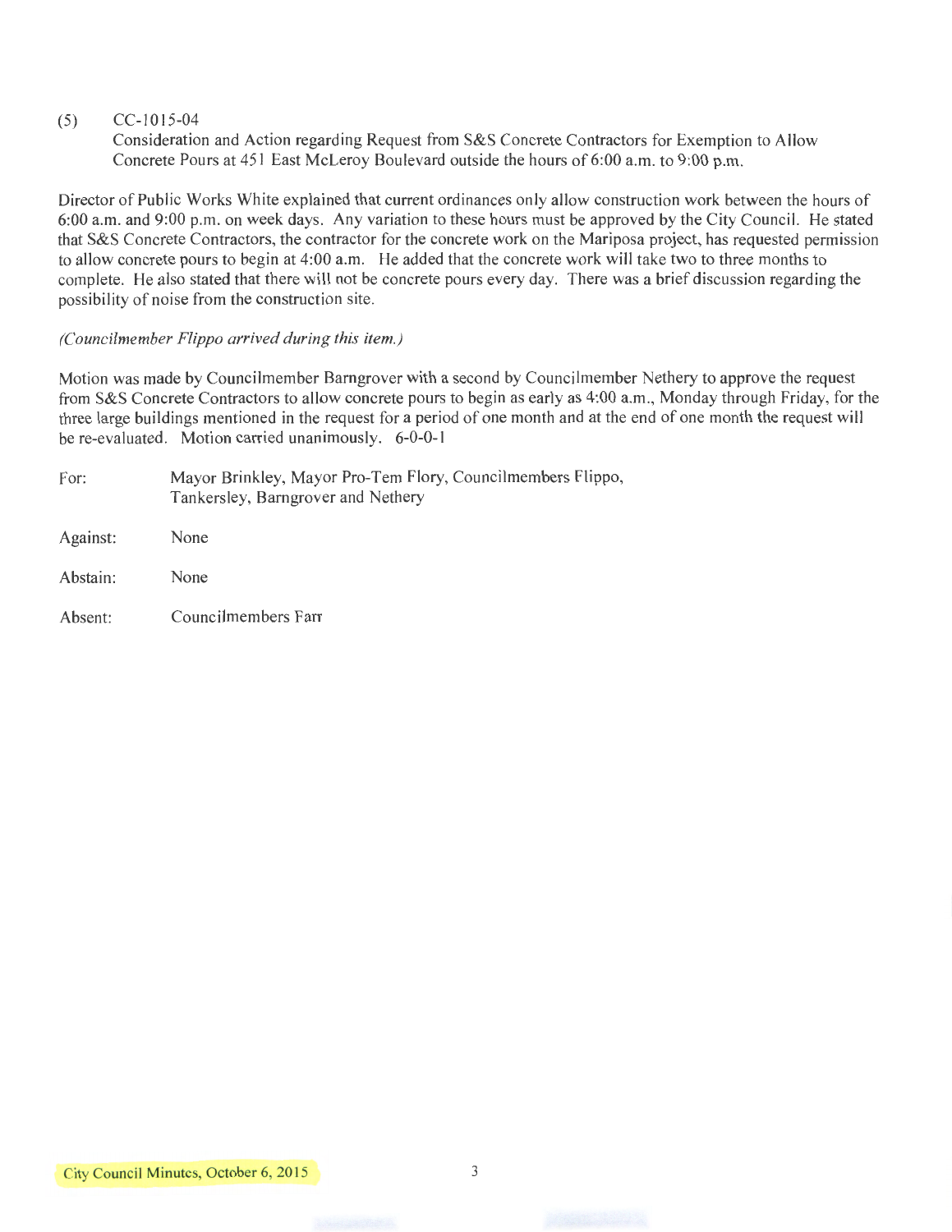(5) CC-1015-04
Consideration and Action regarding Request from S&S Concrete Contractors for Exemption to Allow Concrete Pours at 451 East McLeroy Boulevard outside the hours of 6:00 a.m. to 9:00 p.m.

Director of Public Works White explained that current ordinances only allow construction work between the hours of 6:00 a.m. and 9:00 p.m. on week days. Any variation to these hours must be approved by the City Council. He stated that S&S Concrete Contractors, the contractor for the concrete work on the Mariposa project, has requested permission to allow concrete pours to begin at 4:00 a.m. He added that the concrete work will take two to three months to complete. He also stated that there will not be concrete pours every day. There was a brief discussion regarding the possibility of noise from the construction site.

*(Councilmember Flippo arrived during this item.)*

Motion was made by Councilmember Barngrover with a second by Councilmember Nethery to approve the request from S&S Concrete Contractors to allow concrete pours to begin as early as 4:00 a.m., Monday through Friday, for the three large buildings mentioned in the request for a period of one month and at the end of one month the request will be re-evaluated. Motion carried unanimously. 6-0-0-1

| | |
|---|---|
| For: | Mayor Brinkley, Mayor Pro-Tem Flory, Councilmembers Flippo, Tankersley, Barngrover and Nethery |
| Against: | None |
| Abstain: | None |
| Absent: | Councilmembers Farr |

City Council Minutes, October 6, 2015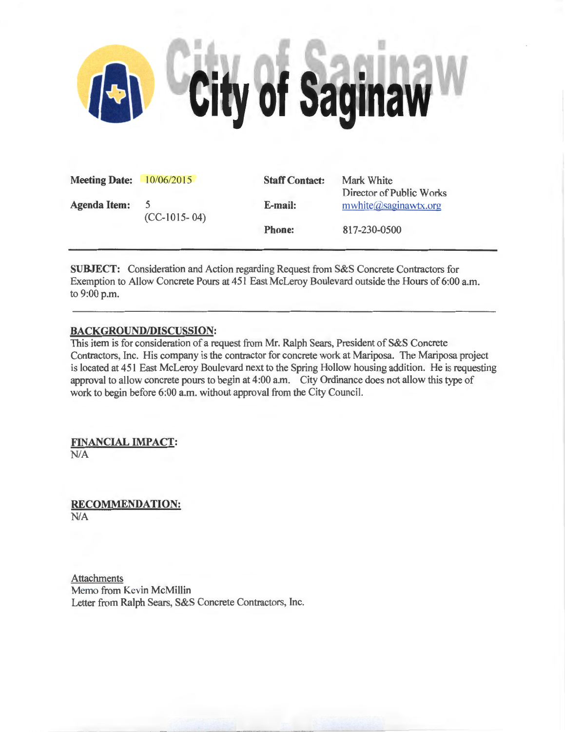# City of Saginaw

| | | | |
|---|---|---|---|
| **Meeting Date:** | 10/06/2015 | **Staff Contact:** | Mark White<br>Director of Public Works |
| **Agenda Item:** | 5<br>(CC-1015- 04) | **E-mail:** | mwhite@saginawtx.org |
| | | **Phone:** | 817-230-0500 |

**SUBJECT:** Consideration and Action regarding Request from S&S Concrete Contractors for Exemption to Allow Concrete Pours at 451 East McLeroy Boulevard outside the Hours of 6:00 a.m. to 9:00 p.m.

**BACKGROUND/DISCUSSION:**

This item is for consideration of a request from Mr. Ralph Sears, President of S&S Concrete Contractors, Inc. His company is the contractor for concrete work at Mariposa. The Mariposa project is located at 451 East McLeroy Boulevard next to the Spring Hollow housing addition. He is requesting approval to allow concrete pours to begin at 4:00 a.m. City Ordinance does not allow this type of work to begin before 6:00 a.m. without approval from the City Council.

**FINANCIAL IMPACT:**

N/A

**RECOMMENDATION:**

N/A

Attachments

Memo from Kevin McMillin

Letter from Ralph Sears, S&S Concrete Contractors, Inc.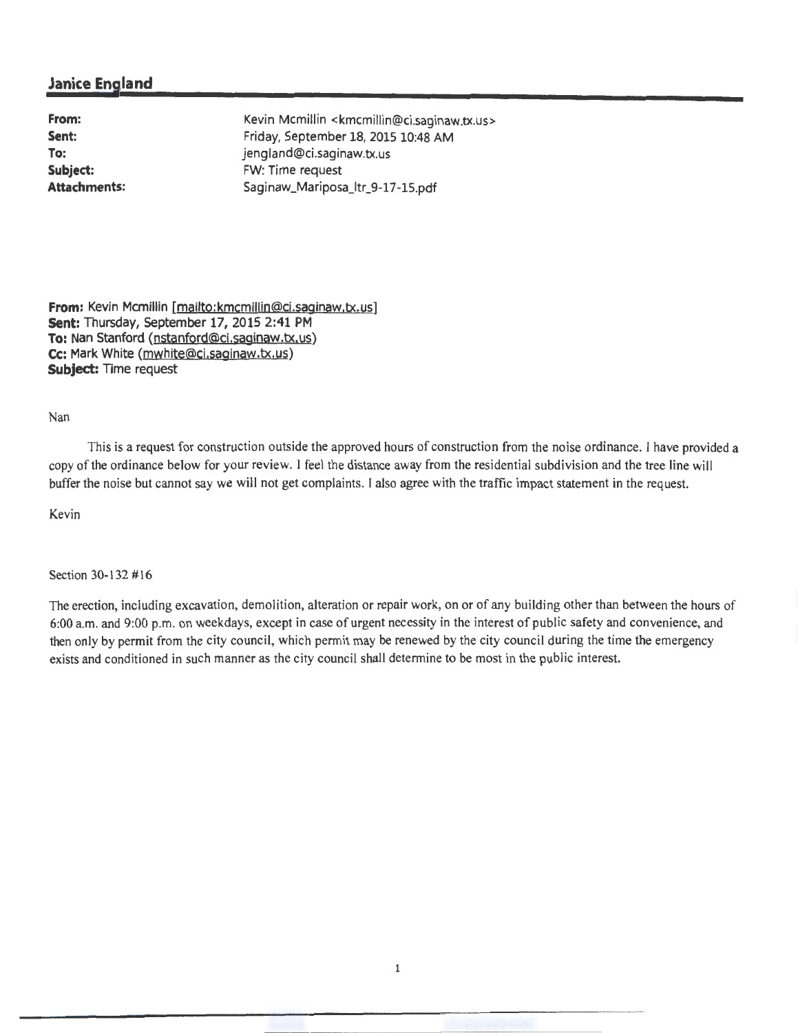## Janice England

| | |
|---|---|
| **From:** | Kevin Mcmillin <kmcmillin@ci.saginaw.tx.us> |
| **Sent:** | Friday, September 18, 2015 10:48 AM |
| **To:** | jengland@ci.saginaw.tx.us |
| **Subject:** | FW: Time request |
| **Attachments:** | Saginaw_Mariposa_ltr_9-17-15.pdf |

**From:** Kevin Mcmillin [mailto:kmcmillin@ci.saginaw.tx.us]
**Sent:** Thursday, September 17, 2015 2:41 PM
**To:** Nan Stanford (nstanford@ci.saginaw.tx.us)
**Cc:** Mark White (mwhite@ci.saginaw.tx.us)
**Subject:** Time request

Nan

This is a request for construction outside the approved hours of construction from the noise ordinance. I have provided a copy of the ordinance below for your review. I feel the distance away from the residential subdivision and the tree line will buffer the noise but cannot say we will not get complaints. I also agree with the traffic impact statement in the request.

Kevin

Section 30-132 #16

The erection, including excavation, demolition, alteration or repair work, on or of any building other than between the hours of 6:00 a.m. and 9:00 p.m. on weekdays, except in case of urgent necessity in the interest of public safety and convenience, and then only by permit from the city council, which permit may be renewed by the city council during the time the emergency exists and conditioned in such manner as the city council shall determine to be most in the public interest.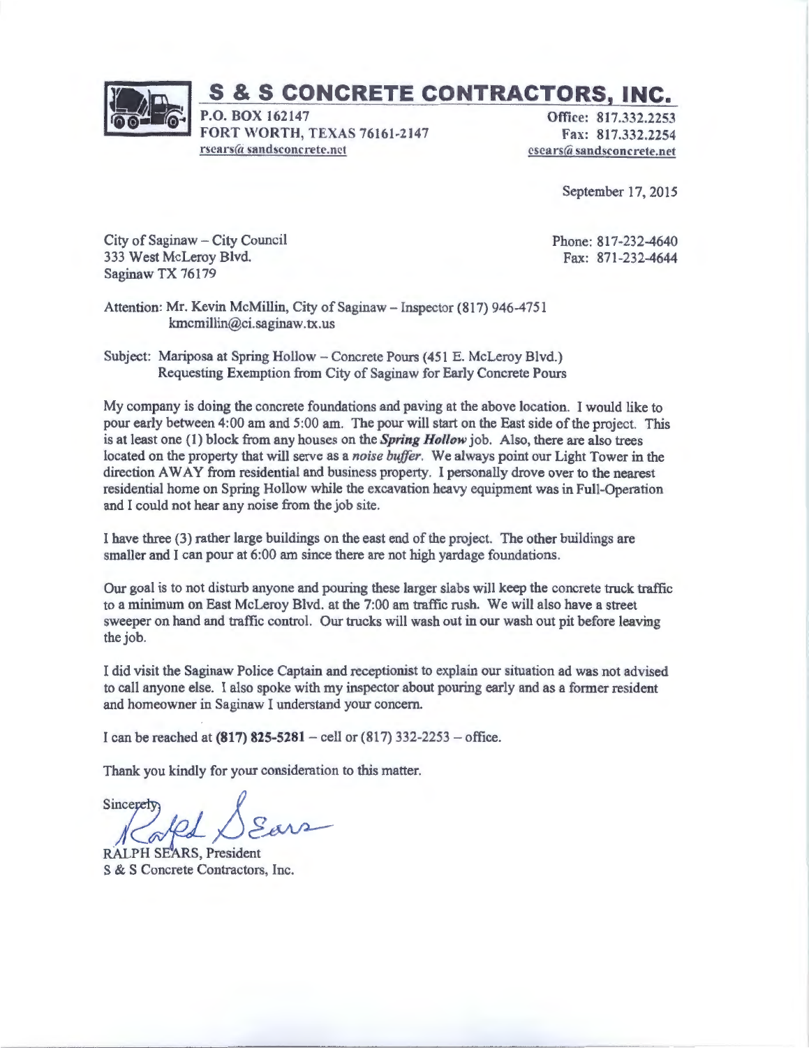# S & S CONCRETE CONTRACTORS, INC.

P.O. BOX 162147
FORT WORTH, TEXAS 76161-2147
rsears@sandsconcrete.net

Office: 817.332.2253
Fax: 817.332.2254
csears@sandsconcrete.net

September 17, 2015

City of Saginaw – City Council
333 West McLeroy Blvd.
Saginaw TX 76179

Phone: 817-232-4640
Fax: 871-232-4644

Attention: Mr. Kevin McMillin, City of Saginaw – Inspector (817) 946-4751
kmcmillin@ci.saginaw.tx.us

Subject: Mariposa at Spring Hollow – Concrete Pours (451 E. McLeroy Blvd.)
Requesting Exemption from City of Saginaw for Early Concrete Pours

My company is doing the concrete foundations and paving at the above location. I would like to pour early between 4:00 am and 5:00 am. The pour will start on the East side of the project. This is at least one (1) block from any houses on the ***Spring Hollow*** job. Also, there are also trees located on the property that will serve as a *noise buffer*. We always point our Light Tower in the direction AWAY from residential and business property. I personally drove over to the nearest residential home on Spring Hollow while the excavation heavy equipment was in Full-Operation and I could not hear any noise from the job site.

I have three (3) rather large buildings on the east end of the project. The other buildings are smaller and I can pour at 6:00 am since there are not high yardage foundations.

Our goal is to not disturb anyone and pouring these larger slabs will keep the concrete truck traffic to a minimum on East McLeroy Blvd. at the 7:00 am traffic rush. We will also have a street sweeper on hand and traffic control. Our trucks will wash out in our wash out pit before leaving the job.

I did visit the Saginaw Police Captain and receptionist to explain our situation ad was not advised to call anyone else. I also spoke with my inspector about pouring early and as a former resident and homeowner in Saginaw I understand your concern.

I can be reached at **(817) 825-5281** – cell or (817) 332-2253 – office.

Thank you kindly for your consideration to this matter.

Sincerely,

Ralph Sears

RALPH SEARS, President
S & S Concrete Contractors, Inc.